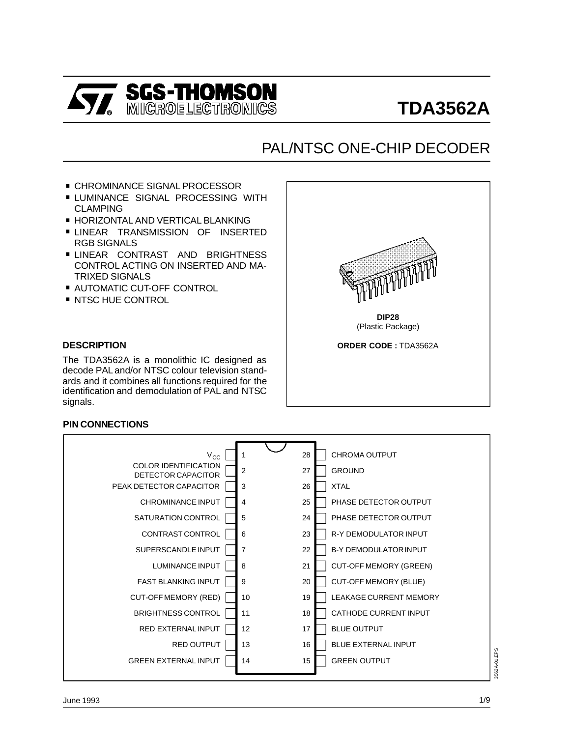# TDA3562A

## PAL/NTSC ONE-CHIP DECODER

- CHROMINANCE SIGNAL PROCESSOR
- LUMINANCE SIGNAL PROCESSING WITH CLAMPING
- HORIZONTAL AND VERTICAL BLANKING
- LINEAR TRANSMISSION OF INSERTED RGB SIGNALS
- LINEAR CONTRAST AND BRIGHTNESS CONTROL ACTING ON INSERTED AND MATRIXED SIGNALS
- AUTOMATIC CUT-OFF CONTROL
- NTSC HUE CONTROL

**DIP28**
(Plastic Package)

**ORDER CODE :** TDA3562A

### DESCRIPTION

The TDA3562A is a monolithic IC designed as decode PAL and/or NTSC colour television standards and it combines all functions required for the identification and demodulation of PAL and NTSC signals.

### PIN CONNECTIONS

| Function | Pin | Pin | Function |
|---|---|---|---|
| $V_{CC}$ | 1 | 28 | CHROMA OUTPUT |
| COLOR IDENTIFICATION DETECTOR CAPACITOR | 2 | 27 | GROUND |
| PEAK DETECTOR CAPACITOR | 3 | 26 | XTAL |
| CHROMINANCE INPUT | 4 | 25 | PHASE DETECTOR OUTPUT |
| SATURATION CONTROL | 5 | 24 | PHASE DETECTOR OUTPUT |
| CONTRAST CONTROL | 6 | 23 | R-Y DEMODULATOR INPUT |
| SUPERSCANDLE INPUT | 7 | 22 | B-Y DEMODULATOR INPUT |
| LUMINANCE INPUT | 8 | 21 | CUT-OFF MEMORY (GREEN) |
| FAST BLANKING INPUT | 9 | 20 | CUT-OFF MEMORY (BLUE) |
| CUT-OFF MEMORY (RED) | 10 | 19 | LEAKAGE CURRENT MEMORY |
| BRIGHTNESS CONTROL | 11 | 18 | CATHODE CURRENT INPUT |
| RED EXTERNAL INPUT | 12 | 17 | BLUE OUTPUT |
| RED OUTPUT | 13 | 16 | BLUE EXTERNAL INPUT |
| GREEN EXTERNAL INPUT | 14 | 15 | GREEN OUTPUT |

June 1993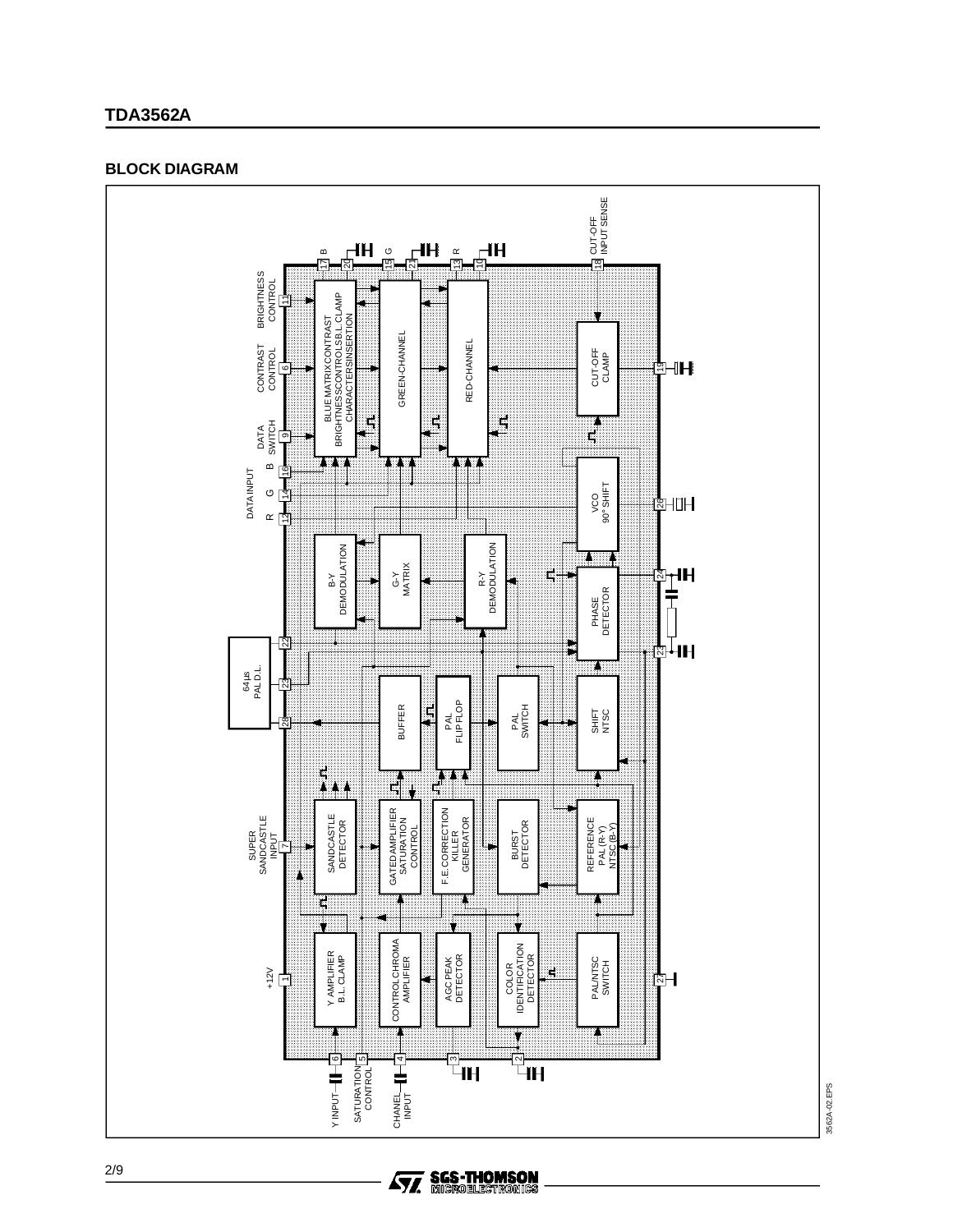## BLOCK DIAGRAM

Y INPUT 6 → Y AMPLIFIER B.L. CLAMP

SATURATION CONTROL 5

CHANEL INPUT 4 → CONTROL CHROMA AMPLIFIER

3 — AGC PEAK DETECTOR

2 — COLOR IDENTIFICATION DETECTOR

PAL/NTSC SWITCH — 27

+12V 1

SUPER SANDCASTLE INPUT 7 → SANDCASTLE DETECTOR

GATED AMPLIFIER SATURATION CONTROL

F.E. CORRECTION KILLER GENERATOR

BURST DETECTOR

REFERENCE PAL (R-Y) NTSC (B-Y)

BUFFER — 28 — 64 µs PAL D.L. — 23, 22

PAL FLIP FLOP

PAL SWITCH

SHIFT NTSC

B-Y DEMODULATION

G-Y MATRIX

R-Y DEMODULATION

PHASE DETECTOR — 24, 25

VCO 90° SHIFT — 26

DATA INPUT: R 12, G 14, B 16

DATA SWITCH 9

CONTRAST CONTROL 6

BRIGHTNESS CONTROL 11

BLUE MATRIX CONTRAST BRIGHTNESS CONTROL S.B.L. CLAMP CHARACTERS INSERTION — B 17, 20

GREEN-CHANNEL — G 15, 21

RED-CHANNEL — R 13, 10

CUT-OFF CLAMP — 19

CUT-OFF INPUT SENSE 18

3562A-02.EPS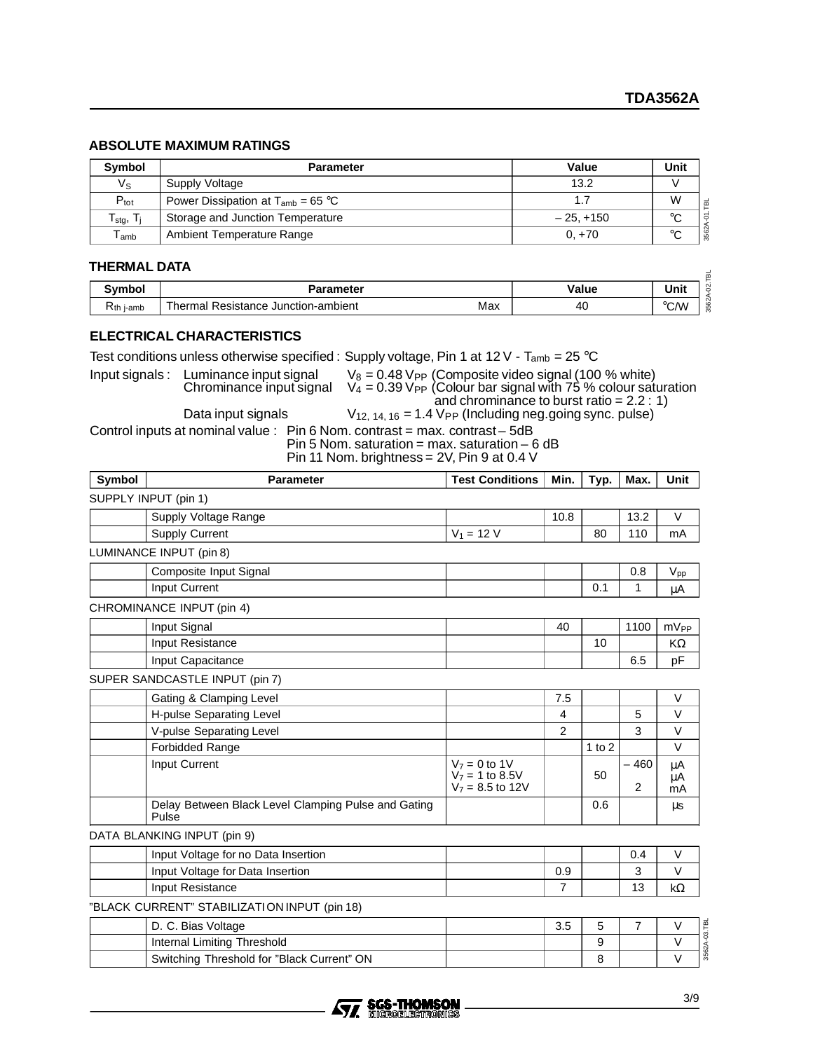## ABSOLUTE MAXIMUM RATINGS

| Symbol | Parameter | Value | Unit |
|---|---|---|---|
| $V_S$ | Supply Voltage | 13.2 | V |
| $P_{tot}$ | Power Dissipation at $T_{amb}$ = 65 °C | 1.7 | W |
| $T_{stg}$, $T_j$ | Storage and Junction Temperature | – 25, +150 | °C |
| $T_{amb}$ | Ambient Temperature Range | 0, +70 | °C |

## THERMAL DATA

| Symbol | Parameter | | Value | Unit |
|---|---|---|---|---|
| $R_{th\ j\text{-}amb}$ | Thermal Resistance Junction-ambient | Max | 40 | °C/W |

## ELECTRICAL CHARACTERISTICS

Test conditions unless otherwise specified : Supply voltage, Pin 1 at 12 V - $T_{amb}$ = 25 °C

Input signals :
- Luminance input signal: $V_8$ = 0.48 $V_{PP}$ (Composite video signal (100 % white)
- Chrominance input signal: $V_4$ = 0.39 $V_{PP}$ (Colour bar signal with 75 % colour saturation and chrominance to burst ratio = 2.2 : 1)
- Data input signals: $V_{12,\ 14,\ 16}$ = 1.4 $V_{PP}$ (Including neg.going sync. pulse)

Control inputs at nominal value :
- Pin 6 Nom. contrast = max. contrast – 5dB
- Pin 5 Nom. saturation = max. saturation – 6 dB
- Pin 11 Nom. brightness = 2V, Pin 9 at 0.4 V

| Symbol | Parameter | Test Conditions | Min. | Typ. | Max. | Unit |
|---|---|---|---|---|---|---|
| **SUPPLY INPUT (pin 1)** | | | | | | |
| | Supply Voltage Range | | 10.8 | | 13.2 | V |
| | Supply Current | $V_1$ = 12 V | | 80 | 110 | mA |
| **LUMINANCE INPUT (pin 8)** | | | | | | |
| | Composite Input Signal | | | | 0.8 | $V_{pp}$ |
| | Input Current | | | 0.1 | 1 | µA |
| **CHROMINANCE INPUT (pin 4)** | | | | | | |
| | Input Signal | | 40 | | 1100 | $mV_{PP}$ |
| | Input Resistance | | | 10 | | KΩ |
| | Input Capacitance | | | | 6.5 | pF |
| **SUPER SANDCASTLE INPUT (pin 7)** | | | | | | |
| | Gating & Clamping Level | | 7.5 | | | V |
| | H-pulse Separating Level | | 4 | | 5 | V |
| | V-pulse Separating Level | | 2 | | 3 | V |
| | Forbidded Range | | | 1 to 2 | | V |
| | Input Current | $V_7$ = 0 to 1V<br>$V_7$ = 1 to 8.5V<br>$V_7$ = 8.5 to 12V | | <br>50<br> | – 460<br><br>2 | µA<br>µA<br>mA |
| | Delay Between Black Level Clamping Pulse and Gating Pulse | | | 0.6 | | µs |
| **DATA BLANKING INPUT (pin 9)** | | | | | | |
| | Input Voltage for no Data Insertion | | | | 0.4 | V |
| | Input Voltage for Data Insertion | | 0.9 | | 3 | V |
| | Input Resistance | | 7 | | 13 | kΩ |
| **"BLACK CURRENT" STABILIZATION INPUT (pin 18)** | | | | | | |
| | D. C. Bias Voltage | | 3.5 | 5 | 7 | V |
| | Internal Limiting Threshold | | | 9 | | V |
| | Switching Threshold for "Black Current" ON | | | 8 | | V |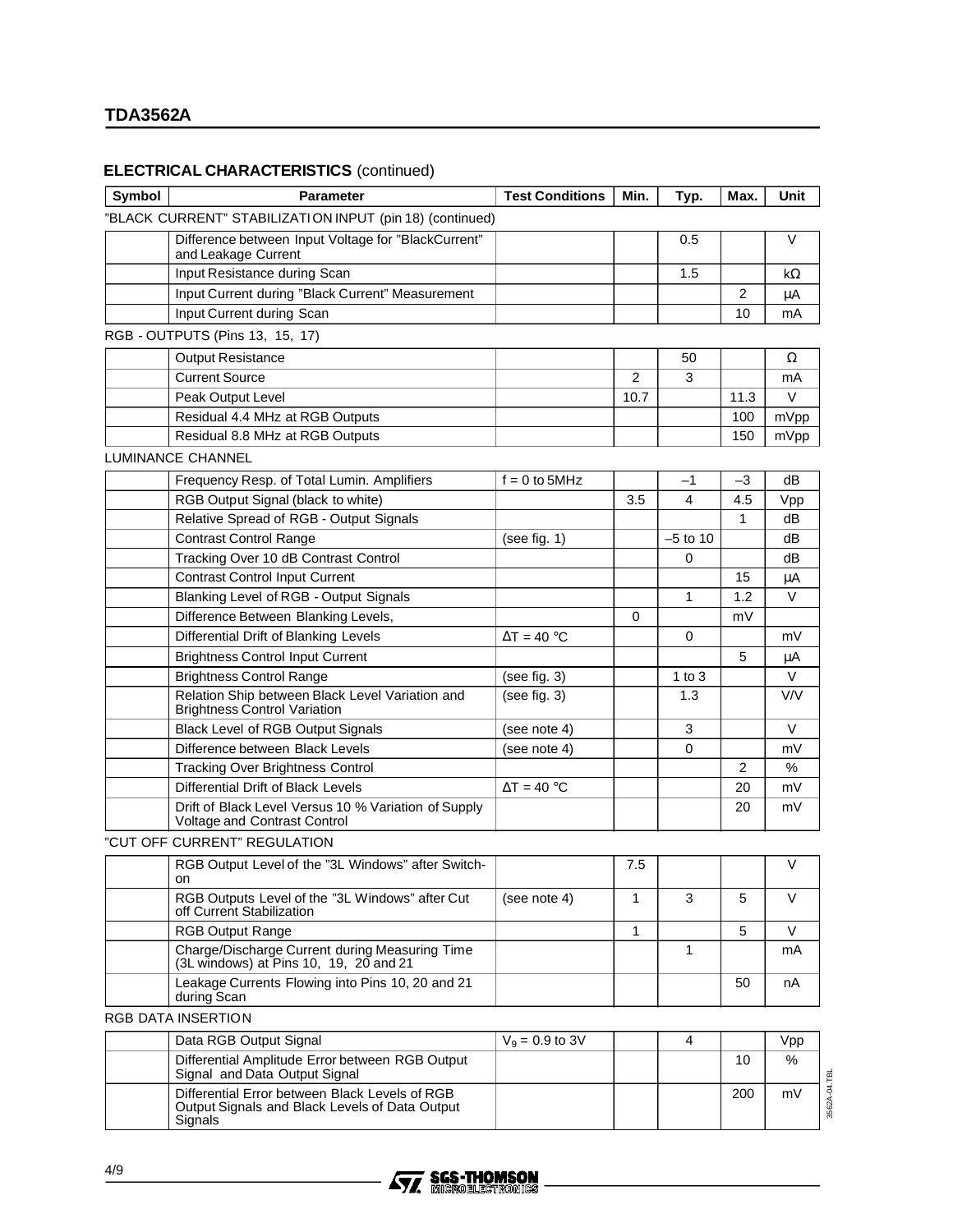## ELECTRICAL CHARACTERISTICS (continued)

| Symbol | Parameter | Test Conditions | Min. | Typ. | Max. | Unit |
|---|---|---|---|---|---|---|
| "BLACK CURRENT" STABILIZATION INPUT (pin 18) (continued) | | | | | | |
| | Difference between Input Voltage for "BlackCurrent" and Leakage Current | | | 0.5 | | V |
| | Input Resistance during Scan | | | 1.5 | | kΩ |
| | Input Current during "Black Current" Measurement | | | | 2 | µA |
| | Input Current during Scan | | | | 10 | mA |
| RGB - OUTPUTS (Pins 13, 15, 17) | | | | | | |
| | Output Resistance | | | 50 | | Ω |
| | Current Source | | 2 | 3 | | mA |
| | Peak Output Level | | 10.7 | | 11.3 | V |
| | Residual 4.4 MHz at RGB Outputs | | | | 100 | mVpp |
| | Residual 8.8 MHz at RGB Outputs | | | | 150 | mVpp |
| LUMINANCE CHANNEL | | | | | | |
| | Frequency Resp. of Total Lumin. Amplifiers | f = 0 to 5MHz | | –1 | –3 | dB |
| | RGB Output Signal (black to white) | | 3.5 | 4 | 4.5 | Vpp |
| | Relative Spread of RGB - Output Signals | | | | 1 | dB |
| | Contrast Control Range | (see fig. 1) | | –5 to 10 | | dB |
| | Tracking Over 10 dB Contrast Control | | | 0 | | dB |
| | Contrast Control Input Current | | | | 15 | µA |
| | Blanking Level of RGB - Output Signals | | | 1 | 1.2 | V |
| | Difference Between Blanking Levels, | | 0 | | mV | |
| | Differential Drift of Blanking Levels | ΔT = 40 °C | | 0 | | mV |
| | Brightness Control Input Current | | | | 5 | µA |
| | Brightness Control Range | (see fig. 3) | | 1 to 3 | | V |
| | Relation Ship between Black Level Variation and Brightness Control Variation | (see fig. 3) | | 1.3 | | V/V |
| | Black Level of RGB Output Signals | (see note 4) | | 3 | | V |
| | Difference between Black Levels | (see note 4) | | 0 | | mV |
| | Tracking Over Brightness Control | | | | 2 | % |
| | Differential Drift of Black Levels | ΔT = 40 °C | | | 20 | mV |
| | Drift of Black Level Versus 10 % Variation of Supply Voltage and Contrast Control | | | | 20 | mV |
| "CUT OFF CURRENT" REGULATION | | | | | | |
| | RGB Output Level of the "3L Windows" after Switch-on | | 7.5 | | | V |
| | RGB Outputs Level of the "3L Windows" after Cut off Current Stabilization | (see note 4) | 1 | 3 | 5 | V |
| | RGB Output Range | | 1 | | 5 | V |
| | Charge/Discharge Current during Measuring Time (3L windows) at Pins 10, 19, 20 and 21 | | | 1 | | mA |
| | Leakage Currents Flowing into Pins 10, 20 and 21 during Scan | | | | 50 | nA |
| RGB DATA INSERTION | | | | | | |
| | Data RGB Output Signal | $V_9$ = 0.9 to 3V | | 4 | | Vpp |
| | Differential Amplitude Error between RGB Output Signal and Data Output Signal | | | | 10 | % |
| | Differential Error between Black Levels of RGB Output Signals and Black Levels of Data Output Signals | | | | 200 | mV |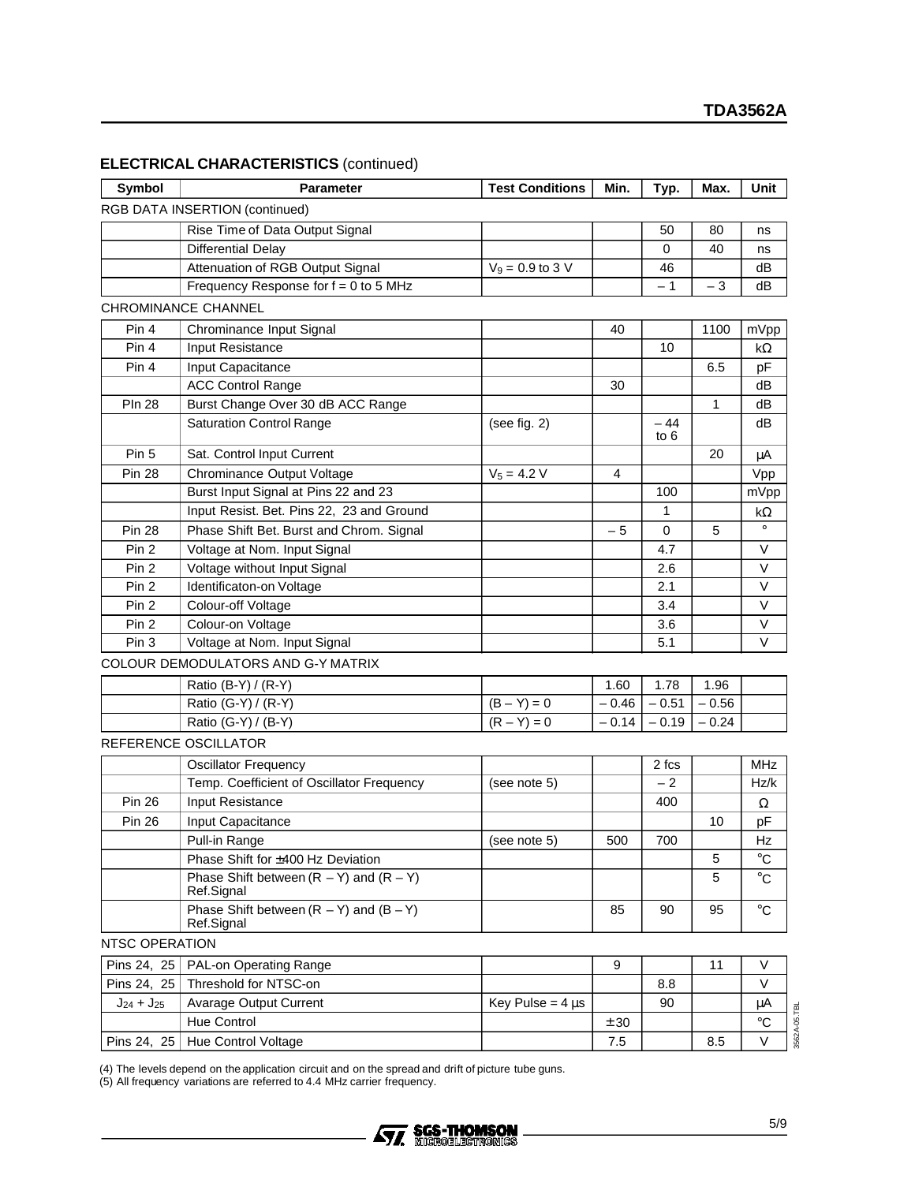## ELECTRICAL CHARACTERISTICS (continued)

| Symbol | Parameter | Test Conditions | Min. | Typ. | Max. | Unit |
|---|---|---|---|---|---|---|
| RGB DATA INSERTION (continued) | | | | | | |
| | Rise Time of Data Output Signal | | | 50 | 80 | ns |
| | Differential Delay | | | 0 | 40 | ns |
| | Attenuation of RGB Output Signal | $V_9$ = 0.9 to 3 V | | 46 | | dB |
| | Frequency Response for f = 0 to 5 MHz | | | – 1 | – 3 | dB |
| CHROMINANCE CHANNEL | | | | | | |
| Pin 4 | Chrominance Input Signal | | 40 | | 1100 | mVpp |
| Pin 4 | Input Resistance | | | 10 | | kΩ |
| Pin 4 | Input Capacitance | | | | 6.5 | pF |
| | ACC Control Range | | 30 | | | dB |
| PIn 28 | Burst Change Over 30 dB ACC Range | | | | 1 | dB |
| | Saturation Control Range | (see fig. 2) | | – 44 to 6 | | dB |
| Pin 5 | Sat. Control Input Current | | | | 20 | µA |
| Pin 28 | Chrominance Output Voltage | $V_5$ = 4.2 V | 4 | | | Vpp |
| | Burst Input Signal at Pins 22 and 23 | | | 100 | | mVpp |
| | Input Resist. Bet. Pins 22, 23 and Ground | | | 1 | | kΩ |
| Pin 28 | Phase Shift Bet. Burst and Chrom. Signal | | – 5 | 0 | 5 | ° |
| Pin 2 | Voltage at Nom. Input Signal | | | 4.7 | | V |
| Pin 2 | Voltage without Input Signal | | | 2.6 | | V |
| Pin 2 | Identificaton-on Voltage | | | 2.1 | | V |
| Pin 2 | Colour-off Voltage | | | 3.4 | | V |
| Pin 2 | Colour-on Voltage | | | 3.6 | | V |
| Pin 3 | Voltage at Nom. Input Signal | | | 5.1 | | V |
| COLOUR DEMODULATORS AND G-Y MATRIX | | | | | | |
| | Ratio (B-Y) / (R-Y) | | 1.60 | 1.78 | 1.96 | |
| | Ratio (G-Y) / (R-Y) | (B – Y) = 0 | – 0.46 | – 0.51 | – 0.56 | |
| | Ratio (G-Y) / (B-Y) | (R – Y) = 0 | – 0.14 | – 0.19 | – 0.24 | |
| REFERENCE OSCILLATOR | | | | | | |
| | Oscillator Frequency | | | 2 fcs | | MHz |
| | Temp. Coefficient of Oscillator Frequency | (see note 5) | | – 2 | | Hz/k |
| Pin 26 | Input Resistance | | | 400 | | Ω |
| Pin 26 | Input Capacitance | | | | 10 | pF |
| | Pull-in Range | (see note 5) | 500 | 700 | | Hz |
| | Phase Shift for ±400 Hz Deviation | | | | 5 | °C |
| | Phase Shift between (R – Y) and (R – Y) Ref.Signal | | | | 5 | °C |
| | Phase Shift between (R – Y) and (B – Y) Ref.Signal | | 85 | 90 | 95 | °C |
| NTSC OPERATION | | | | | | |
| Pins 24, 25 | PAL-on Operating Range | | 9 | | 11 | V |
| Pins 24, 25 | Threshold for NTSC-on | | | 8.8 | | V |
| $J_{24} + J_{25}$ | Avarage Output Current | Key Pulse = 4 µs | | 90 | | µA |
| | Hue Control | | ± 30 | | | °C |
| Pins 24, 25 | Hue Control Voltage | | 7.5 | | 8.5 | V |

(4) The levels depend on the application circuit and on the spread and drift of picture tube guns.
(5) All frequency variations are referred to 4.4 MHz carrier frequency.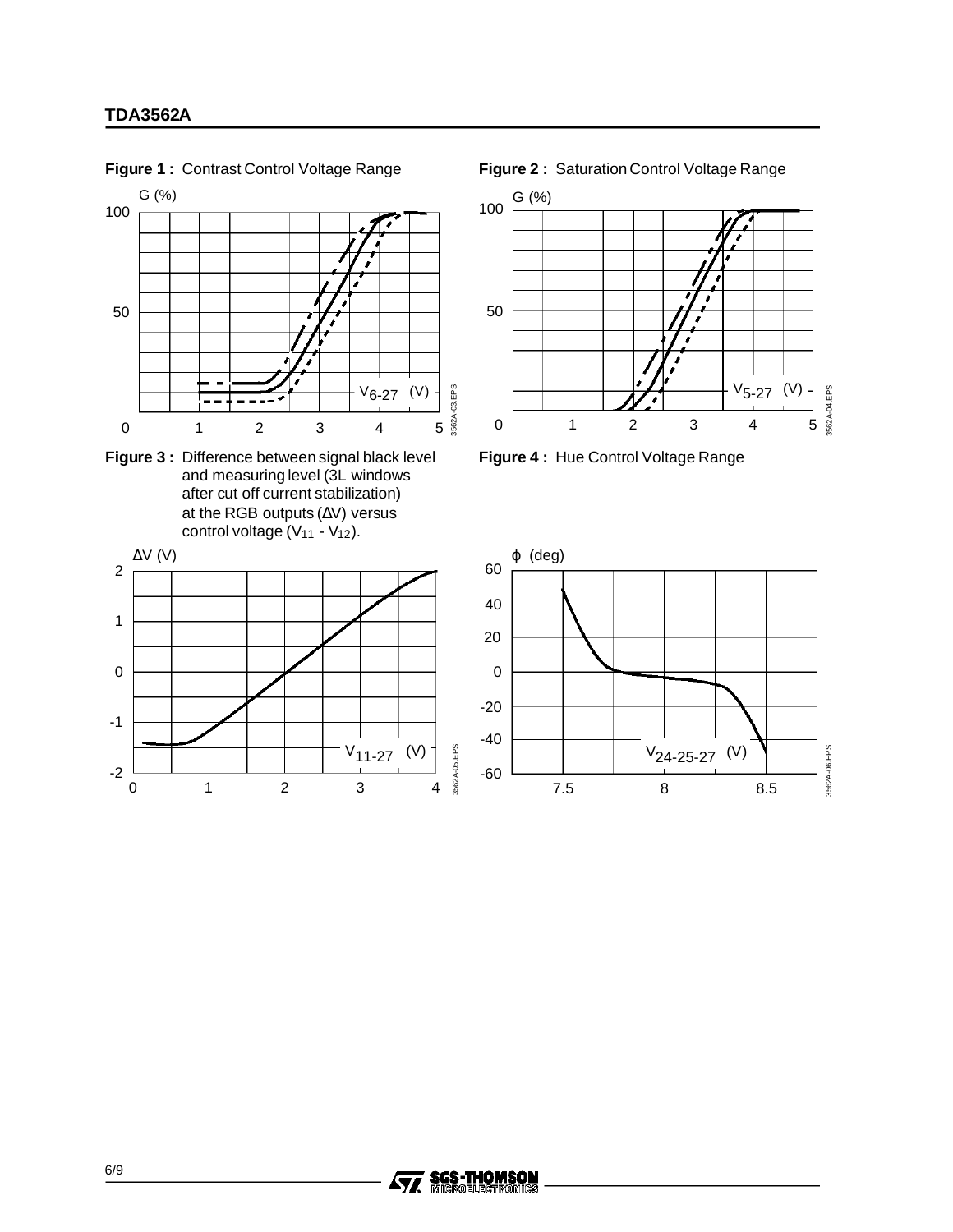**Figure 1 :** Contrast Control Voltage Range

**Figure 2 :** Saturation Control Voltage Range

**Figure 3 :** Difference between signal black level and measuring level (3L windows after cut off current stabilization) at the RGB outputs (ΔV) versus control voltage ($V_{11}$ - $V_{12}$).

**Figure 4 :** Hue Control Voltage Range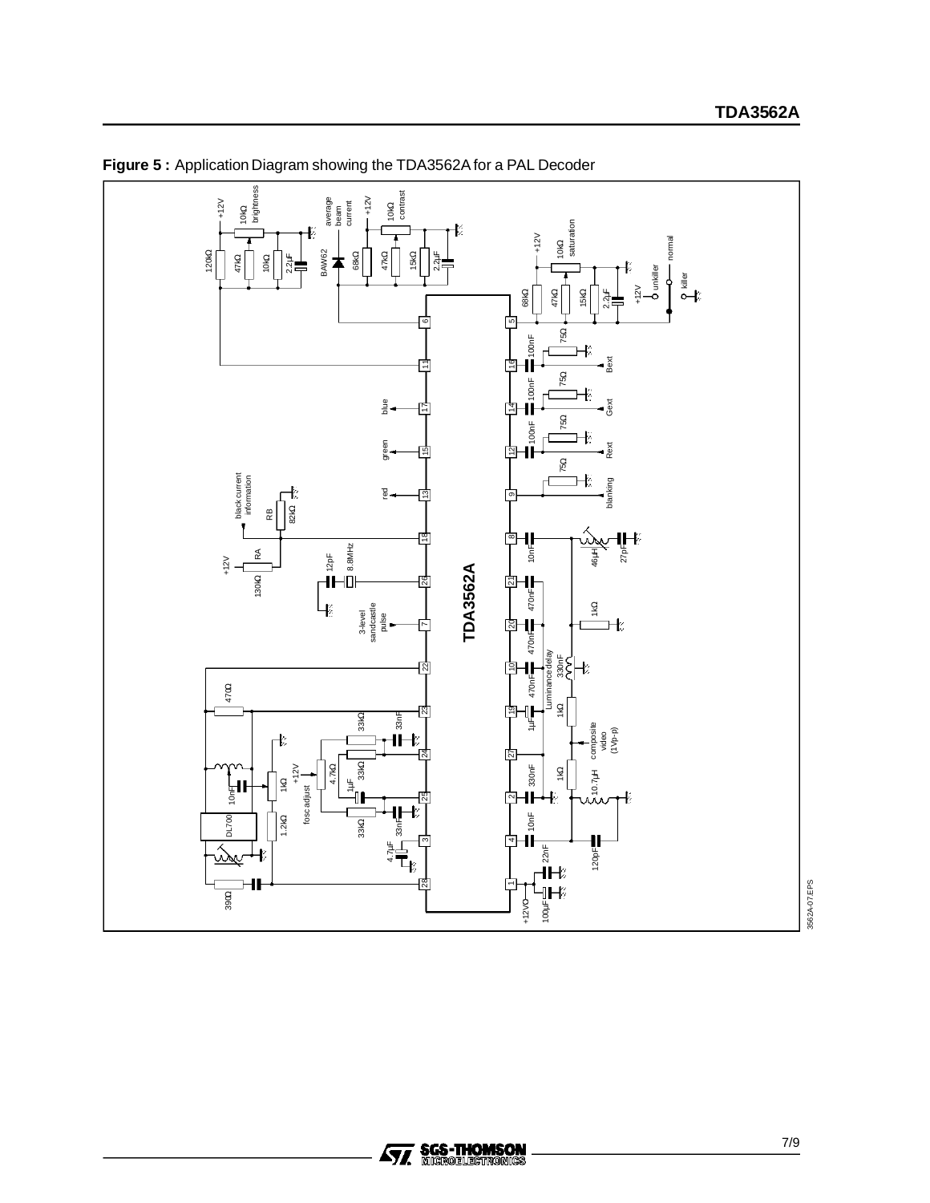**Figure 5 :** Application Diagram showing the TDA3562A for a PAL Decoder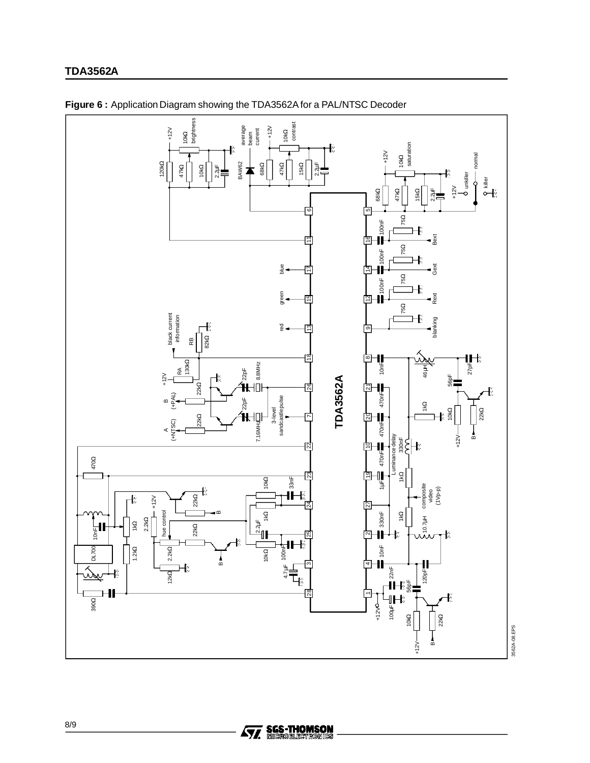**Figure 6 :** Application Diagram showing the TDA3562A for a PAL/NTSC Decoder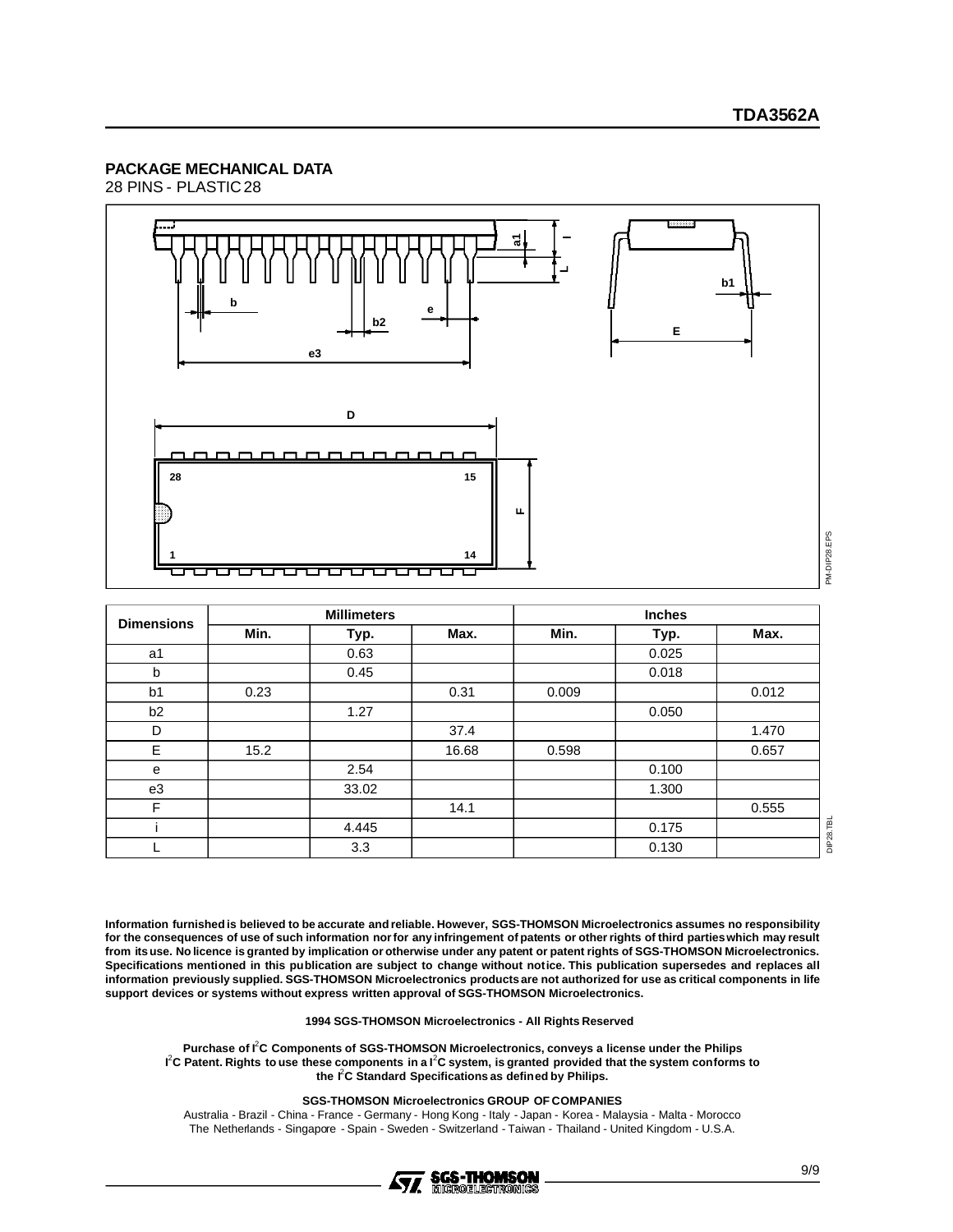## PACKAGE MECHANICAL DATA

28 PINS - PLASTIC 28

a1
I
L
b
b2
e
e3
b1
E
D
28
15
1
14
F

PM-DIP28.EPS

| Dimensions | Millimeters | | | Inches | | |
|---|---|---|---|---|---|---|
| | Min. | Typ. | Max. | Min. | Typ. | Max. |
| a1 | | 0.63 | | | 0.025 | |
| b | | 0.45 | | | 0.018 | |
| b1 | 0.23 | | 0.31 | 0.009 | | 0.012 |
| b2 | | 1.27 | | | 0.050 | |
| D | | | 37.4 | | | 1.470 |
| E | 15.2 | | 16.68 | 0.598 | | 0.657 |
| e | | 2.54 | | | 0.100 | |
| e3 | | 33.02 | | | 1.300 | |
| F | | | 14.1 | | | 0.555 |
| i | | 4.445 | | | 0.175 | |
| L | | 3.3 | | | 0.130 | |

DIP28.TBL

**Information furnished is believed to be accurate and reliable. However, SGS-THOMSON Microelectronics assumes no responsibility for the consequences of use of such information nor for any infringement of patents or other rights of third parties which may result from its use. No licence is granted by implication or otherwise under any patent or patent rights of SGS-THOMSON Microelectronics. Specifications mentioned in this publication are subject to change without notice. This publication supersedes and replaces all information previously supplied. SGS-THOMSON Microelectronics products are not authorized for use as critical components in life support devices or systems without express written approval of SGS-THOMSON Microelectronics.**

**1994 SGS-THOMSON Microelectronics - All Rights Reserved**

**Purchase of $I^2C$ Components of SGS-THOMSON Microelectronics, conveys a license under the Philips $I^2C$ Patent. Rights to use these components in a $I^2C$ system, is granted provided that the system conforms to the $I^2C$ Standard Specifications as defined by Philips.**

**SGS-THOMSON Microelectronics GROUP OF COMPANIES**

Australia - Brazil - China - France - Germany - Hong Kong - Italy - Japan - Korea - Malaysia - Malta - Morocco
The Netherlands - Singapore - Spain - Sweden - Switzerland - Taiwan - Thailand - United Kingdom - U.S.A.